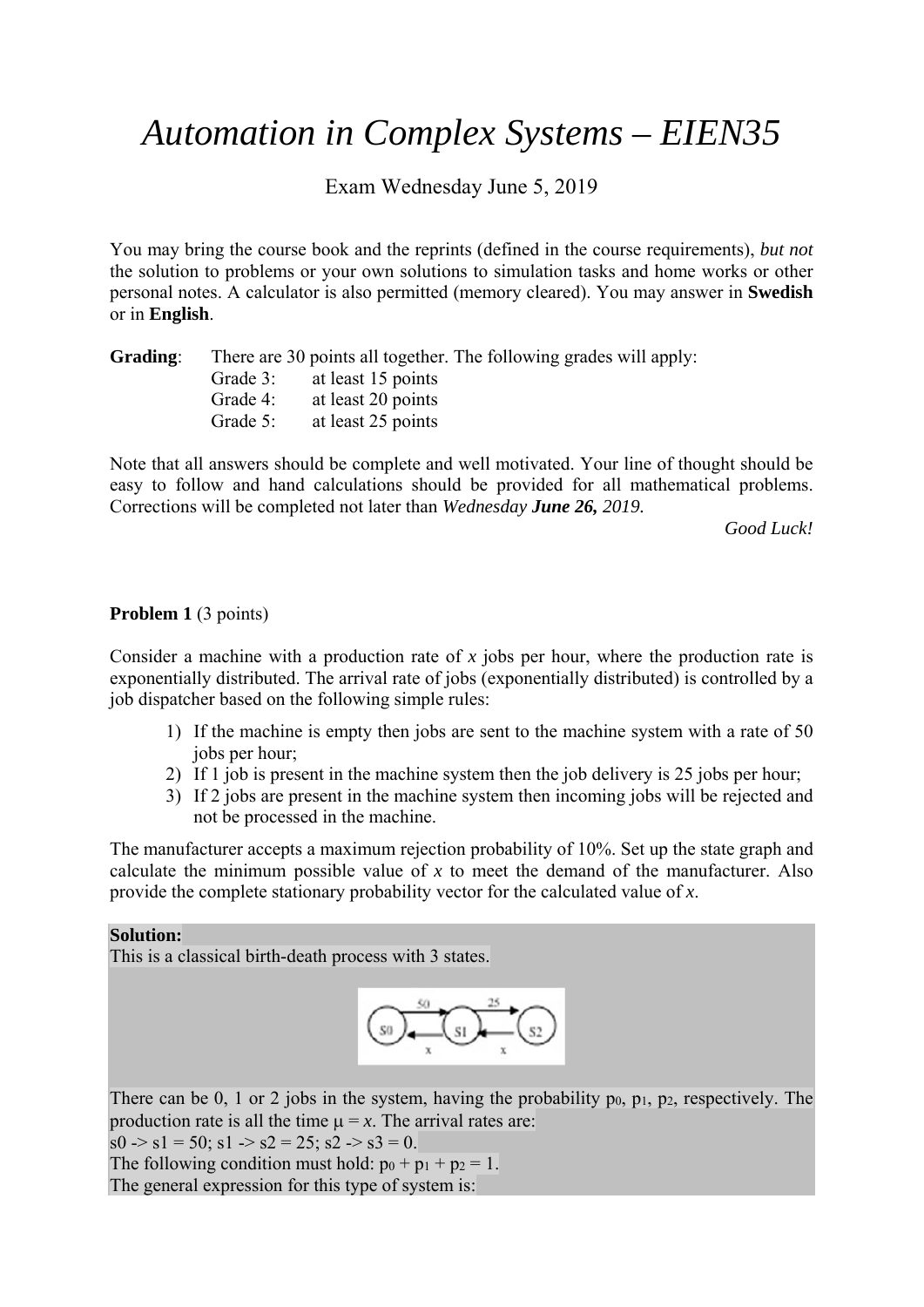# *Automation in Complex Systems – EIEN35*

Exam Wednesday June 5, 2019

You may bring the course book and the reprints (defined in the course requirements), *but not* the solution to problems or your own solutions to simulation tasks and home works or other personal notes. A calculator is also permitted (memory cleared). You may answer in **Swedish** or in **English**.

**Grading**: There are 30 points all together. The following grades will apply:

- Grade 3: at least 15 points
- Grade 4: at least 20 points
- Grade 5: at least 25 points

Note that all answers should be complete and well motivated. Your line of thought should be easy to follow and hand calculations should be provided for all mathematical problems. Corrections will be completed not later than *Wednesday **June 26,** 2019.*

*Good Luck!*

**Problem 1** (3 points)

Consider a machine with a production rate of *x* jobs per hour, where the production rate is exponentially distributed. The arrival rate of jobs (exponentially distributed) is controlled by a job dispatcher based on the following simple rules:

1) If the machine is empty then jobs are sent to the machine system with a rate of 50 jobs per hour;
2) If 1 job is present in the machine system then the job delivery is 25 jobs per hour;
3) If 2 jobs are present in the machine system then incoming jobs will be rejected and not be processed in the machine.

The manufacturer accepts a maximum rejection probability of 10%. Set up the state graph and calculate the minimum possible value of *x* to meet the demand of the manufacturer. Also provide the complete stationary probability vector for the calculated value of *x*.

**Solution:**
This is a classical birth-death process with 3 states.

There can be 0, 1 or 2 jobs in the system, having the probability $p_0$, $p_1$, $p_2$, respectively. The production rate is all the time $\mu = x$. The arrival rates are:
s0 -> s1 = 50; s1 -> s2 = 25; s2 -> s3 = 0.
The following condition must hold: $p_0 + p_1 + p_2 = 1$.
The general expression for this type of system is: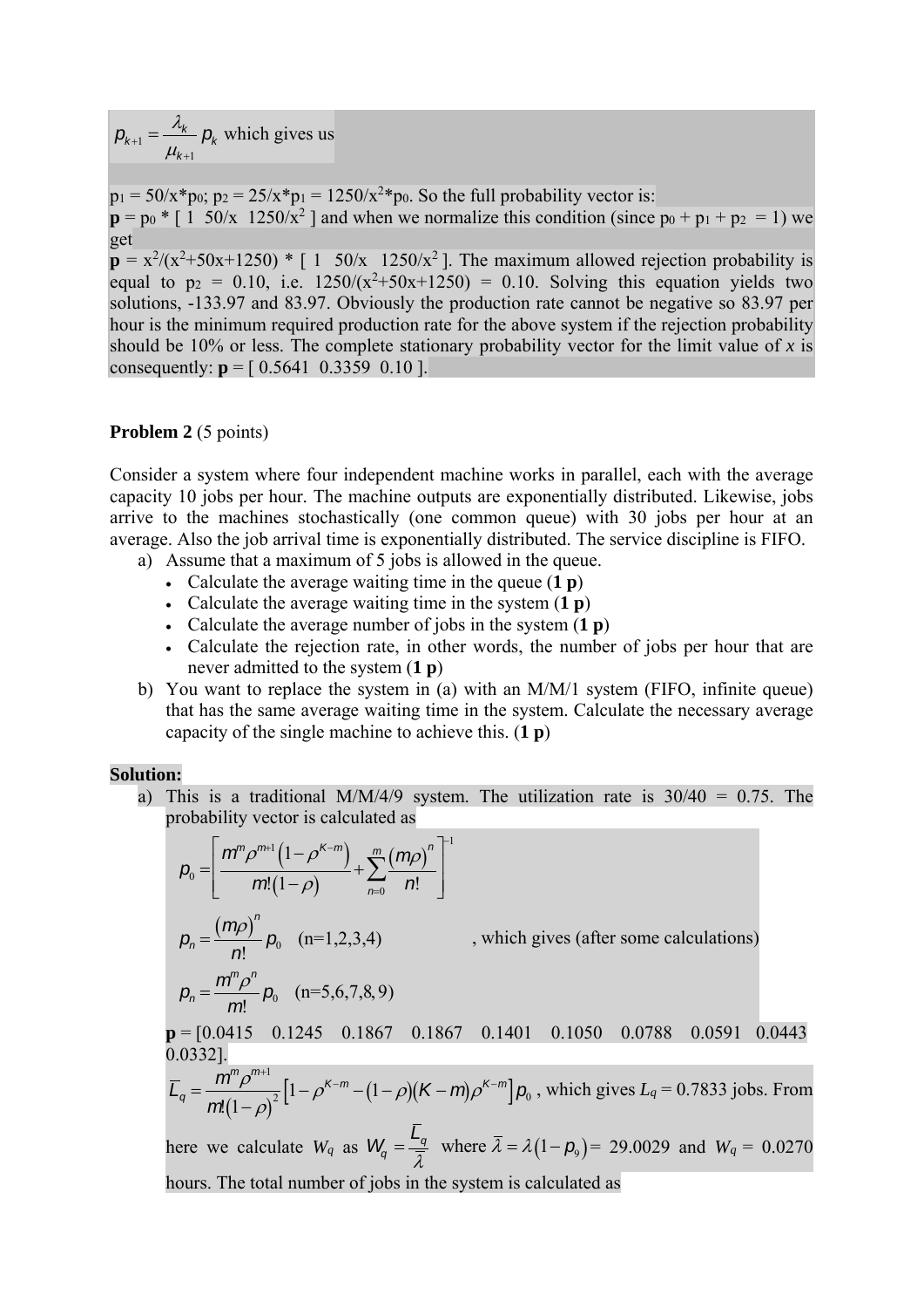$p_{k+1} = \dfrac{\lambda_k}{\mu_{k+1}} p_k$ which gives us

$p_1 = 50/x*p_0$; $p_2 = 25/x*p_1 = 1250/x^2*p_0$. So the full probability vector is:
**p** = $p_0$ * [ 1  50/x  1250/$x^2$ ] and when we normalize this condition (since $p_0 + p_1 + p_2 = 1$) we get
**p** = $x^2/(x^2+50x+1250)$ * [ 1  50/x  1250/$x^2$ ]. The maximum allowed rejection probability is equal to $p_2$ = 0.10, i.e. $1250/(x^2+50x+1250) = 0.10$. Solving this equation yields two solutions, -133.97 and 83.97. Obviously the production rate cannot be negative so 83.97 per hour is the minimum required production rate for the above system if the rejection probability should be 10% or less. The complete stationary probability vector for the limit value of *x* is consequently: **p** = [ 0.5641  0.3359  0.10 ].

**Problem 2** (5 points)

Consider a system where four independent machine works in parallel, each with the average capacity 10 jobs per hour. The machine outputs are exponentially distributed. Likewise, jobs arrive to the machines stochastically (one common queue) with 30 jobs per hour at an average. Also the job arrival time is exponentially distributed. The service discipline is FIFO.

a) Assume that a maximum of 5 jobs is allowed in the queue.
   - Calculate the average waiting time in the queue (**1 p**)
   - Calculate the average waiting time in the system (**1 p**)
   - Calculate the average number of jobs in the system (**1 p**)
   - Calculate the rejection rate, in other words, the number of jobs per hour that are never admitted to the system (**1 p**)

b) You want to replace the system in (a) with an M/M/1 system (FIFO, infinite queue) that has the same average waiting time in the system. Calculate the necessary average capacity of the single machine to achieve this. (**1 p**)

**Solution:**

a) This is a traditional M/M/4/9 system. The utilization rate is 30/40 = 0.75. The probability vector is calculated as

$$p_0 = \left[ \frac{m^m \rho^{m+1}\left(1-\rho^{K-m}\right)}{m!(1-\rho)} + \sum_{n=0}^{m} \frac{(m\rho)^n}{n!} \right]^{-1}$$

$$p_n = \frac{(m\rho)^n}{n!} p_0 \quad \text{(n=1,2,3,4)}$$

, which gives (after some calculations)

$$p_n = \frac{m^m \rho^n}{m!} p_0 \quad \text{(n=5,6,7,8,9)}$$

**p** = [0.0415  0.1245  0.1867  0.1867  0.1401  0.1050  0.0788  0.0591  0.0443  0.0332].

$\bar{L}_q = \dfrac{m^m \rho^{m+1}}{m!(1-\rho)^2}\left[1-\rho^{K-m}-(1-\rho)(K-m)\rho^{K-m}\right]p_0$ , which gives $L_q$ = 0.7833 jobs. From here we calculate $W_q$ as $W_q = \dfrac{\bar{L}_q}{\bar{\lambda}}$ where $\bar{\lambda} = \lambda(1-p_9)$ = 29.0029 and $W_q$ = 0.0270 hours. The total number of jobs in the system is calculated as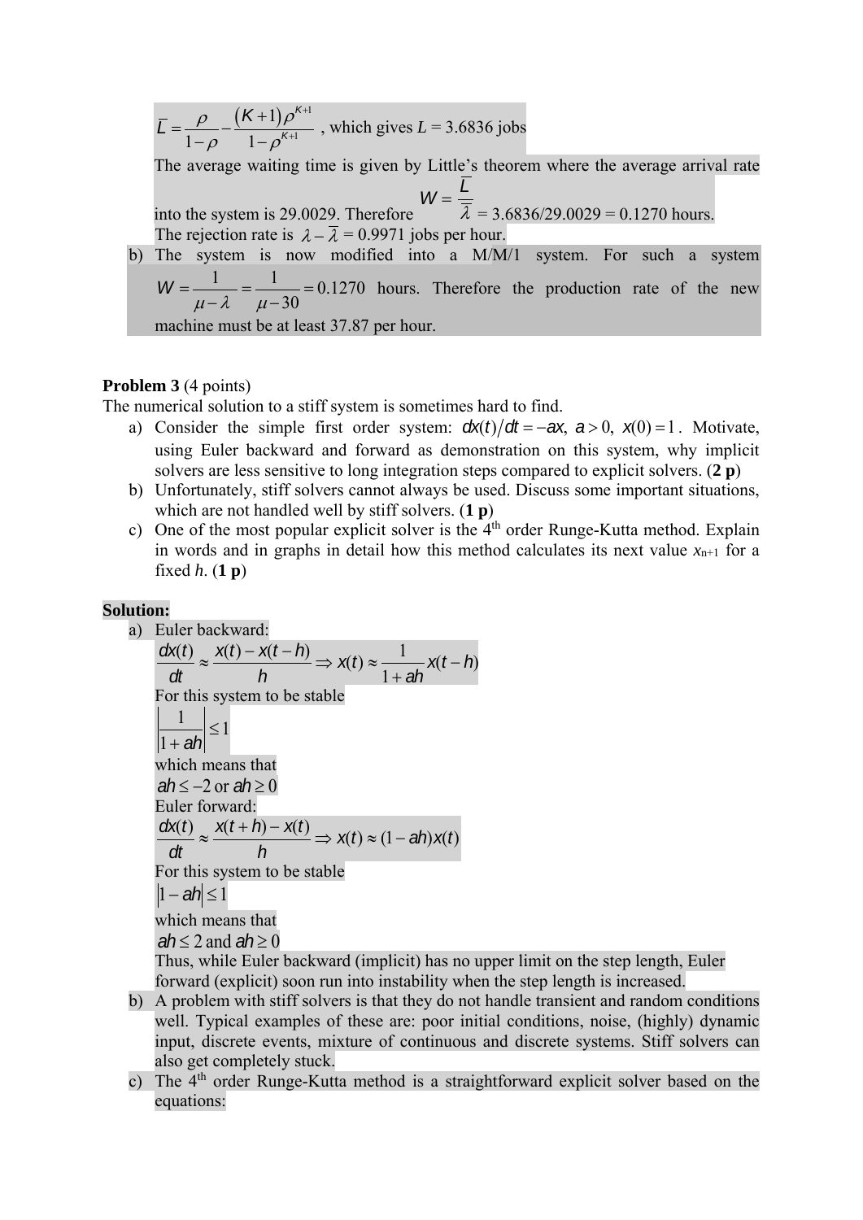$\overline{L} = \frac{\rho}{1-\rho} - \frac{(K+1)\rho^{K+1}}{1-\rho^{K+1}}$ , which gives $L$ = 3.6836 jobs

The average waiting time is given by Little's theorem where the average arrival rate into the system is 29.0029. Therefore $W = \frac{\overline{L}}{\overline{\lambda}}$ = 3.6836/29.0029 = 0.1270 hours.

The rejection rate is $\lambda - \overline{\lambda}$ = 0.9971 jobs per hour.

b) The system is now modified into a M/M/1 system. For such a system $W = \frac{1}{\mu - \lambda} = \frac{1}{\mu - 30} = 0.1270$ hours. Therefore the production rate of the new machine must be at least 37.87 per hour.

**Problem 3** (4 points)

The numerical solution to a stiff system is sometimes hard to find.

a) Consider the simple first order system: $dx(t)/dt = -ax,\ a > 0,\ x(0) = 1$. Motivate, using Euler backward and forward as demonstration on this system, why implicit solvers are less sensitive to long integration steps compared to explicit solvers. (**2 p**)
b) Unfortunately, stiff solvers cannot always be used. Discuss some important situations, which are not handled well by stiff solvers. (**1 p**)
c) One of the most popular explicit solver is the 4th order Runge-Kutta method. Explain in words and in graphs in detail how this method calculates its next value $x_{n+1}$ for a fixed $h$. (**1 p**)

**Solution:**

a) Euler backward:

$$\frac{dx(t)}{dt} \approx \frac{x(t) - x(t-h)}{h} \Rightarrow x(t) \approx \frac{1}{1+ah}x(t-h)$$

For this system to be stable

$$\left|\frac{1}{1+ah}\right| \leq 1$$

which means that

$ah \leq -2$ or $ah \geq 0$

Euler forward:

$$\frac{dx(t)}{dt} \approx \frac{x(t+h) - x(t)}{h} \Rightarrow x(t) \approx (1-ah)x(t)$$

For this system to be stable

$$|1-ah| \leq 1$$

which means that

$ah \leq 2$ and $ah \geq 0$

Thus, while Euler backward (implicit) has no upper limit on the step length, Euler forward (explicit) soon run into instability when the step length is increased.

b) A problem with stiff solvers is that they do not handle transient and random conditions well. Typical examples of these are: poor initial conditions, noise, (highly) dynamic input, discrete events, mixture of continuous and discrete systems. Stiff solvers can also get completely stuck.

c) The 4th order Runge-Kutta method is a straightforward explicit solver based on the equations: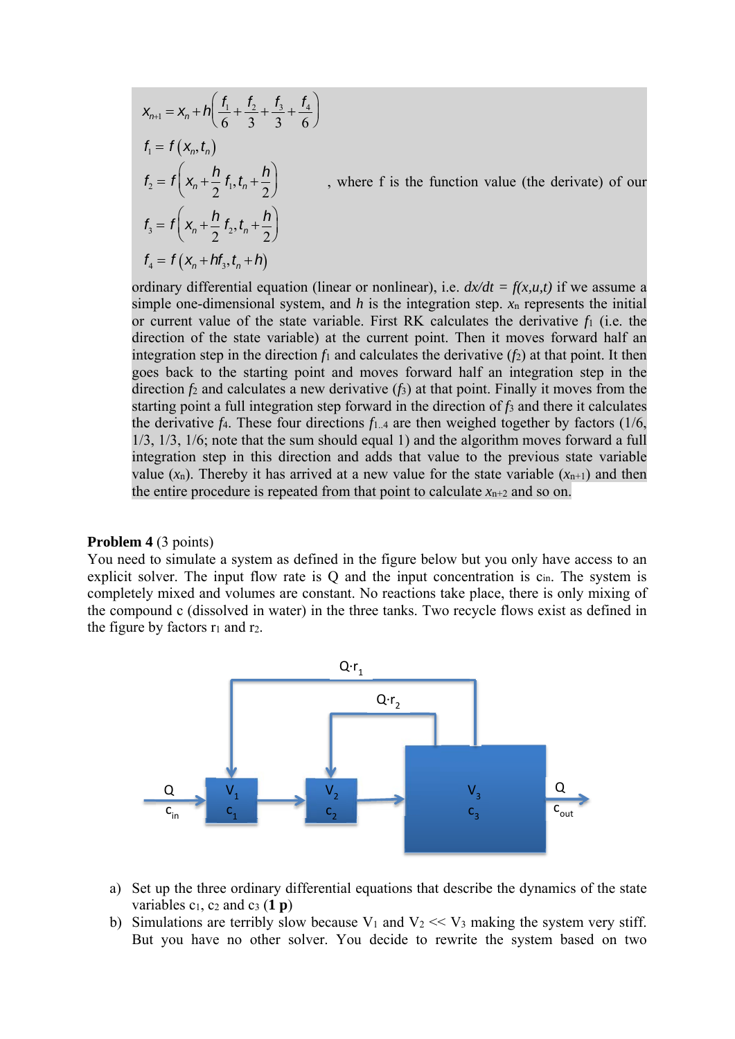$$x_{n+1} = x_n + h\left(\frac{f_1}{6} + \frac{f_2}{3} + \frac{f_3}{3} + \frac{f_4}{6}\right)$$

$$f_1 = f\left(x_n, t_n\right)$$

$$f_2 = f\left(x_n + \frac{h}{2} f_1, t_n + \frac{h}{2}\right)$$

$$f_3 = f\left(x_n + \frac{h}{2} f_2, t_n + \frac{h}{2}\right)$$

$$f_4 = f\left(x_n + h f_3, t_n + h\right)$$

, where f is the function value (the derivate) of our ordinary differential equation (linear or nonlinear), i.e. $dx/dt = f(x,u,t)$ if we assume a simple one-dimensional system, and $h$ is the integration step. $x_n$ represents the initial or current value of the state variable. First RK calculates the derivative $f_1$ (i.e. the direction of the state variable) at the current point. Then it moves forward half an integration step in the direction $f_1$ and calculates the derivative ($f_2$) at that point. It then goes back to the starting point and moves forward half an integration step in the direction $f_2$ and calculates a new derivative ($f_3$) at that point. Finally it moves from the starting point a full integration step forward in the direction of $f_3$ and there it calculates the derivative $f_4$. These four directions $f_{1..4}$ are then weighed together by factors (1/6, 1/3, 1/3, 1/6; note that the sum should equal 1) and the algorithm moves forward a full integration step in this direction and adds that value to the previous state variable value ($x_n$). Thereby it has arrived at a new value for the state variable ($x_{n+1}$) and then the entire procedure is repeated from that point to calculate $x_{n+2}$ and so on.

**Problem 4** (3 points)

You need to simulate a system as defined in the figure below but you only have access to an explicit solver. The input flow rate is Q and the input concentration is $c_{in}$. The system is completely mixed and volumes are constant. No reactions take place, there is only mixing of the compound c (dissolved in water) in the three tanks. Two recycle flows exist as defined in the figure by factors $r_1$ and $r_2$.

a) Set up the three ordinary differential equations that describe the dynamics of the state variables $c_1$, $c_2$ and $c_3$ (**1 p**)

b) Simulations are terribly slow because $V_1$ and $V_2 << V_3$ making the system very stiff. But you have no other solver. You decide to rewrite the system based on two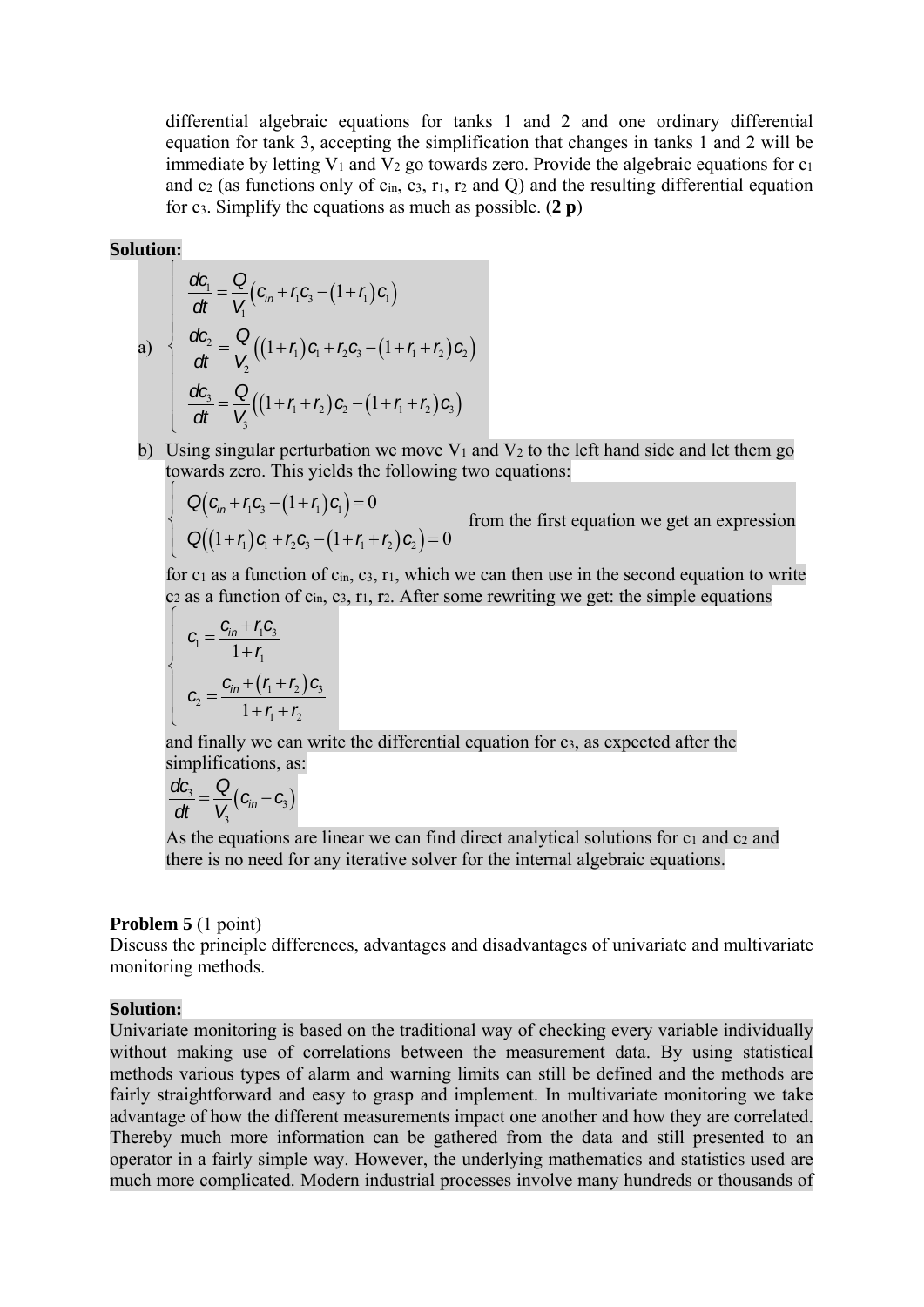differential algebraic equations for tanks 1 and 2 and one ordinary differential equation for tank 3, accepting the simplification that changes in tanks 1 and 2 will be immediate by letting $V_1$ and $V_2$ go towards zero. Provide the algebraic equations for $c_1$ and $c_2$ (as functions only of $c_{in}$, $c_3$, $r_1$, $r_2$ and Q) and the resulting differential equation for $c_3$. Simplify the equations as much as possible. (**2 p**)

**Solution:**

a)
$$\begin{cases} \dfrac{dc_1}{dt} = \dfrac{Q}{V_1}\left(c_{in} + r_1 c_3 - (1+r_1)c_1\right) \\ \dfrac{dc_2}{dt} = \dfrac{Q}{V_2}\left((1+r_1)c_1 + r_2 c_3 - (1+r_1+r_2)c_2\right) \\ \dfrac{dc_3}{dt} = \dfrac{Q}{V_3}\left((1+r_1+r_2)c_2 - (1+r_1+r_2)c_3\right) \end{cases}$$

b) Using singular perturbation we move $V_1$ and $V_2$ to the left hand side and let them go towards zero. This yields the following two equations:

$$\begin{cases} Q\left(c_{in} + r_1 c_3 - (1+r_1)c_1\right) = 0 \\ Q\left((1+r_1)c_1 + r_2 c_3 - (1+r_1+r_2)c_2\right) = 0 \end{cases}$$

from the first equation we get an expression for $c_1$ as a function of $c_{in}$, $c_3$, $r_1$, which we can then use in the second equation to write $c_2$ as a function of $c_{in}$, $c_3$, $r_1$, $r_2$. After some rewriting we get: the simple equations

$$\begin{cases} c_1 = \dfrac{c_{in} + r_1 c_3}{1+r_1} \\ c_2 = \dfrac{c_{in} + (r_1+r_2)c_3}{1+r_1+r_2} \end{cases}$$

and finally we can write the differential equation for $c_3$, as expected after the simplifications, as:

$$\frac{dc_3}{dt} = \frac{Q}{V_3}\left(c_{in} - c_3\right)$$

As the equations are linear we can find direct analytical solutions for $c_1$ and $c_2$ and there is no need for any iterative solver for the internal algebraic equations.

**Problem 5** (1 point)
Discuss the principle differences, advantages and disadvantages of univariate and multivariate monitoring methods.

**Solution:**
Univariate monitoring is based on the traditional way of checking every variable individually without making use of correlations between the measurement data. By using statistical methods various types of alarm and warning limits can still be defined and the methods are fairly straightforward and easy to grasp and implement. In multivariate monitoring we take advantage of how the different measurements impact one another and how they are correlated. Thereby much more information can be gathered from the data and still presented to an operator in a fairly simple way. However, the underlying mathematics and statistics used are much more complicated. Modern industrial processes involve many hundreds or thousands of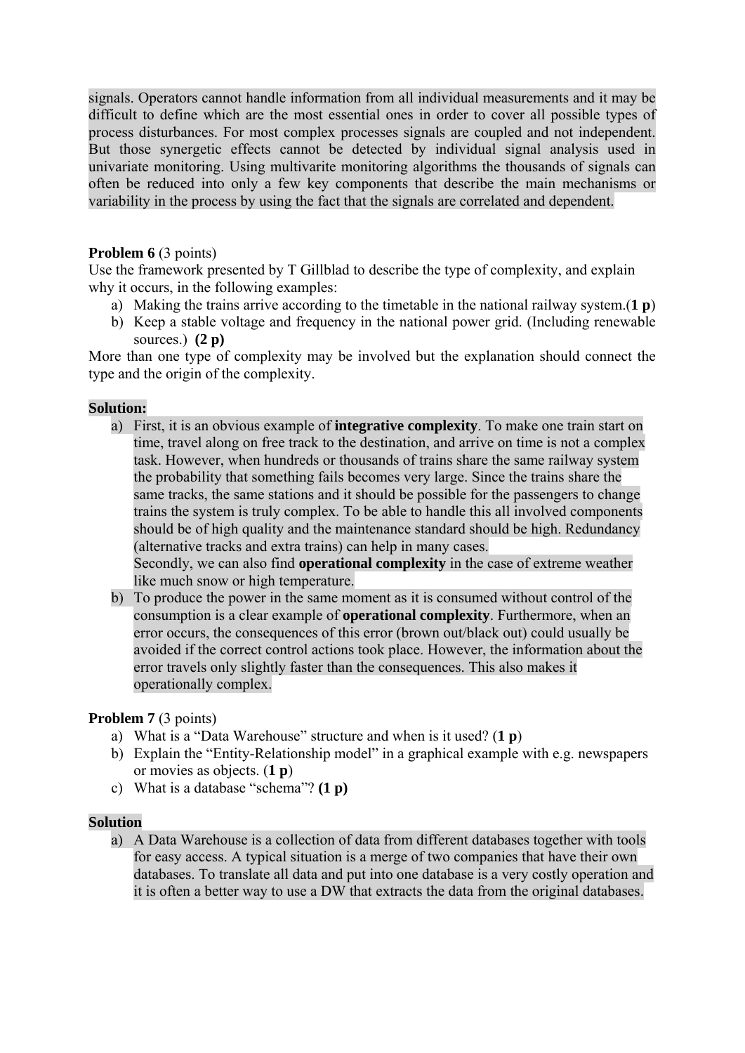signals. Operators cannot handle information from all individual measurements and it may be difficult to define which are the most essential ones in order to cover all possible types of process disturbances. For most complex processes signals are coupled and not independent. But those synergetic effects cannot be detected by individual signal analysis used in univariate monitoring. Using multivarite monitoring algorithms the thousands of signals can often be reduced into only a few key components that describe the main mechanisms or variability in the process by using the fact that the signals are correlated and dependent.

**Problem 6** (3 points)
Use the framework presented by T Gillblad to describe the type of complexity, and explain why it occurs, in the following examples:

a) Making the trains arrive according to the timetable in the national railway system.(**1 p**)
b) Keep a stable voltage and frequency in the national power grid. (Including renewable sources.) **(2 p)**

More than one type of complexity may be involved but the explanation should connect the type and the origin of the complexity.

**Solution:**

a) First, it is an obvious example of **integrative complexity**. To make one train start on time, travel along on free track to the destination, and arrive on time is not a complex task. However, when hundreds or thousands of trains share the same railway system the probability that something fails becomes very large. Since the trains share the same tracks, the same stations and it should be possible for the passengers to change trains the system is truly complex. To be able to handle this all involved components should be of high quality and the maintenance standard should be high. Redundancy (alternative tracks and extra trains) can help in many cases.
   Secondly, we can also find **operational complexity** in the case of extreme weather like much snow or high temperature.
b) To produce the power in the same moment as it is consumed without control of the consumption is a clear example of **operational complexity**. Furthermore, when an error occurs, the consequences of this error (brown out/black out) could usually be avoided if the correct control actions took place. However, the information about the error travels only slightly faster than the consequences. This also makes it operationally complex.

**Problem 7** (3 points)

a) What is a "Data Warehouse" structure and when is it used? (**1 p**)
b) Explain the "Entity-Relationship model" in a graphical example with e.g. newspapers or movies as objects. (**1 p**)
c) What is a database "schema"? **(1 p)**

**Solution**

a) A Data Warehouse is a collection of data from different databases together with tools for easy access. A typical situation is a merge of two companies that have their own databases. To translate all data and put into one database is a very costly operation and it is often a better way to use a DW that extracts the data from the original databases.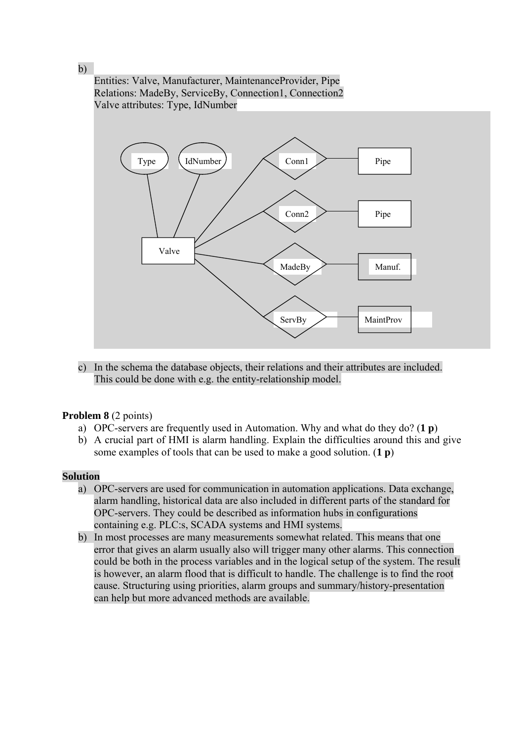b) Entities: Valve, Manufacturer, MaintenanceProvider, Pipe
Relations: MadeBy, ServiceBy, Connection1, Connection2
Valve attributes: Type, IdNumber

c) In the schema the database objects, their relations and their attributes are included. This could be done with e.g. the entity-relationship model.

**Problem 8** (2 points)

a) OPC-servers are frequently used in Automation. Why and what do they do? (**1 p**)
b) A crucial part of HMI is alarm handling. Explain the difficulties around this and give some examples of tools that can be used to make a good solution. (**1 p**)

**Solution**

a) OPC-servers are used for communication in automation applications. Data exchange, alarm handling, historical data are also included in different parts of the standard for OPC-servers. They could be described as information hubs in configurations containing e.g. PLC:s, SCADA systems and HMI systems.
b) In most processes are many measurements somewhat related. This means that one error that gives an alarm usually also will trigger many other alarms. This connection could be both in the process variables and in the logical setup of the system. The result is however, an alarm flood that is difficult to handle. The challenge is to find the root cause. Structuring using priorities, alarm groups and summary/history-presentation can help but more advanced methods are available.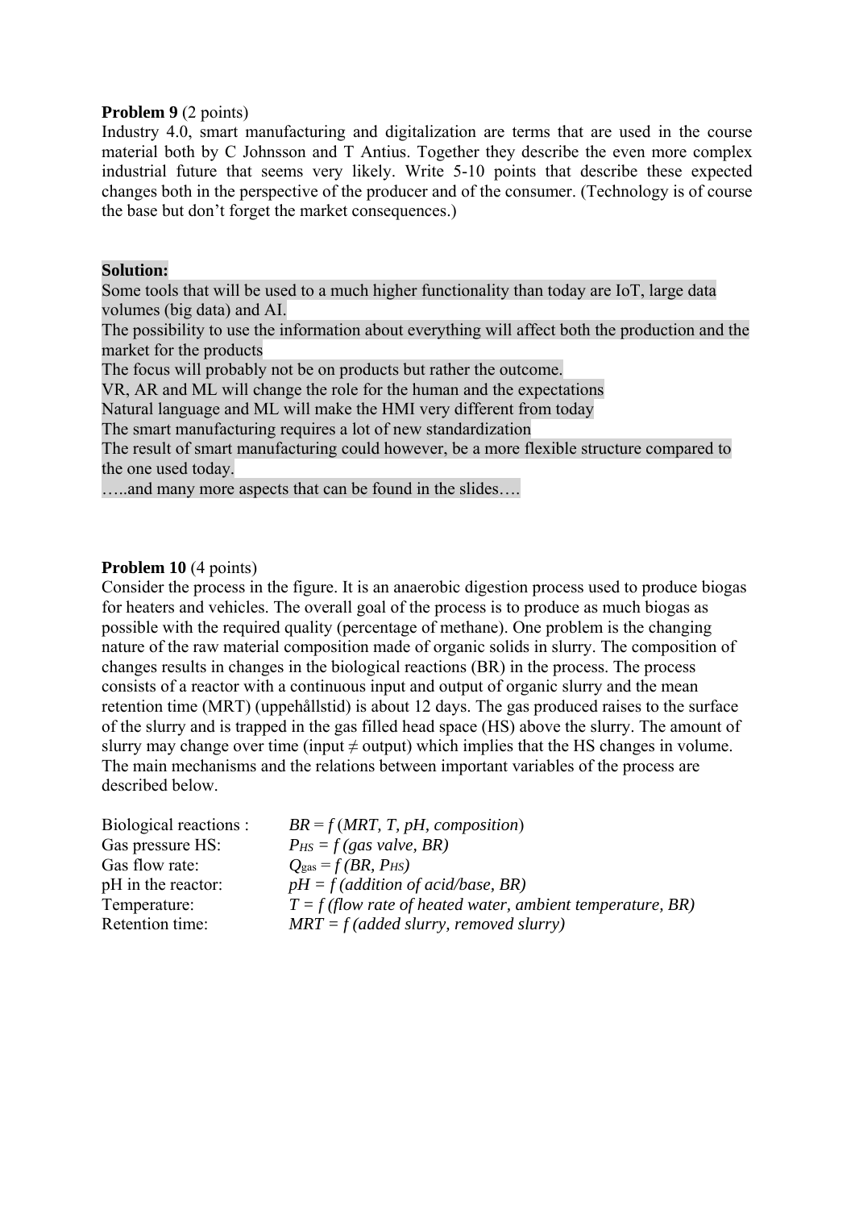**Problem 9** (2 points)

Industry 4.0, smart manufacturing and digitalization are terms that are used in the course material both by C Johnsson and T Antius. Together they describe the even more complex industrial future that seems very likely. Write 5-10 points that describe these expected changes both in the perspective of the producer and of the consumer. (Technology is of course the base but don't forget the market consequences.)

**Solution:**

Some tools that will be used to a much higher functionality than today are IoT, large data volumes (big data) and AI.

The possibility to use the information about everything will affect both the production and the market for the products

The focus will probably not be on products but rather the outcome.

VR, AR and ML will change the role for the human and the expectations

Natural language and ML will make the HMI very different from today

The smart manufacturing requires a lot of new standardization

The result of smart manufacturing could however, be a more flexible structure compared to the one used today.

…..and many more aspects that can be found in the slides….

**Problem 10** (4 points)

Consider the process in the figure. It is an anaerobic digestion process used to produce biogas for heaters and vehicles. The overall goal of the process is to produce as much biogas as possible with the required quality (percentage of methane). One problem is the changing nature of the raw material composition made of organic solids in slurry. The composition of changes results in changes in the biological reactions (BR) in the process. The process consists of a reactor with a continuous input and output of organic slurry and the mean retention time (MRT) (uppehållstid) is about 12 days. The gas produced raises to the surface of the slurry and is trapped in the gas filled head space (HS) above the slurry. The amount of slurry may change over time (input ≠ output) which implies that the HS changes in volume. The main mechanisms and the relations between important variables of the process are described below.

| | |
|---|---|
| Biological reactions : | $BR = f\,(MRT, T, pH, composition)$ |
| Gas pressure HS: | $P_{HS} = f\,(gas\ valve, BR)$ |
| Gas flow rate: | $Q_{gas} = f\,(BR, P_{HS})$ |
| pH in the reactor: | $pH = f\,(addition\ of\ acid/base, BR)$ |
| Temperature: | $T = f\,(flow\ rate\ of\ heated\ water, ambient\ temperature, BR)$ |
| Retention time: | $MRT = f\,(added\ slurry, removed\ slurry)$ |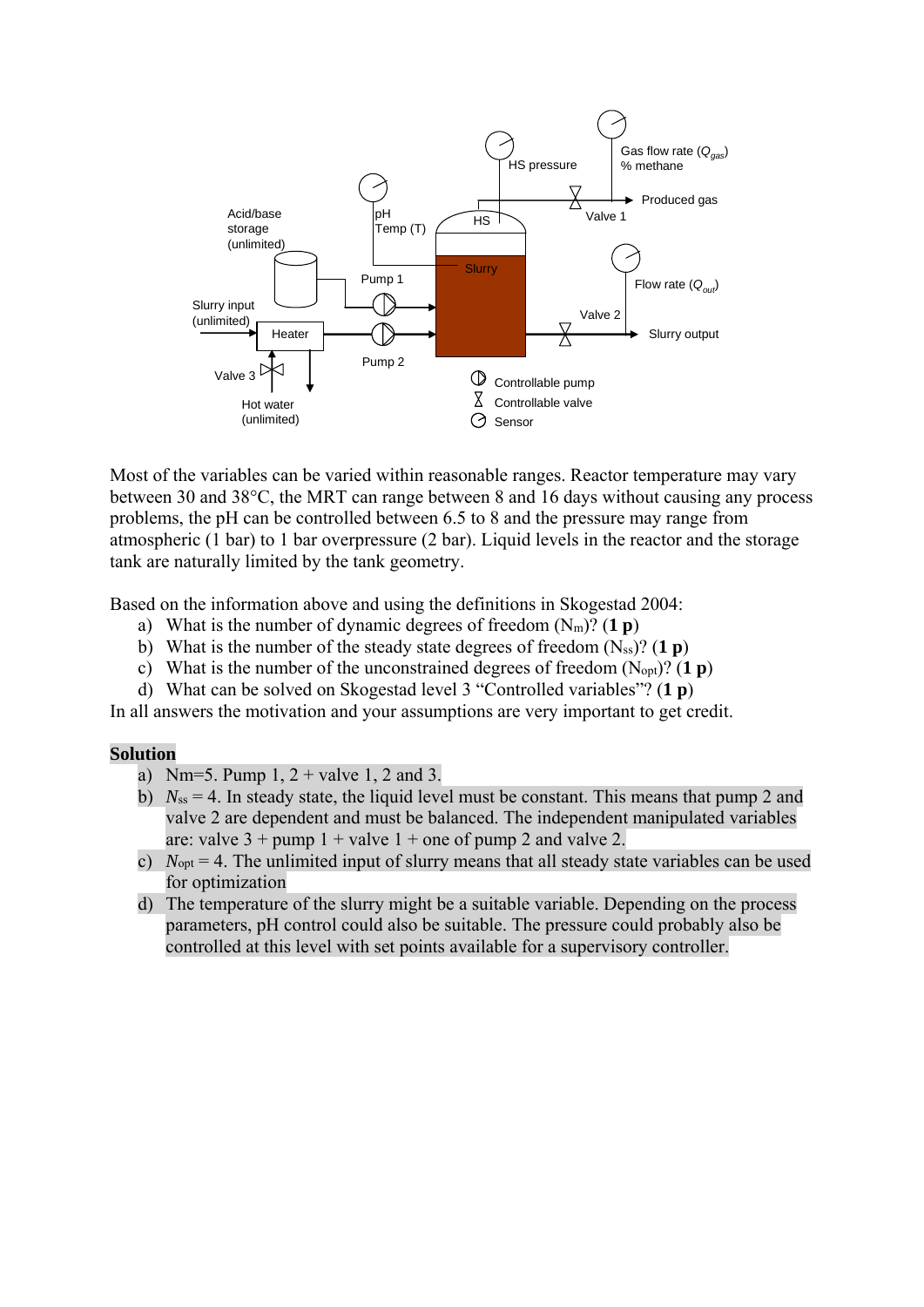HS pressure

Gas flow rate ($Q_{gas}$)
% methane

Produced gas

Valve 1

Acid/base
storage
(unlimited)

pH
Temp (T)

HS

Slurry

Pump 1

Flow rate ($Q_{out}$)

Slurry input
(unlimited)

Heater

Valve 2

Slurry output

Valve 3

Pump 2

Hot water
(unlimited)

Controllable pump

Controllable valve

Sensor

Most of the variables can be varied within reasonable ranges. Reactor temperature may vary between 30 and 38°C, the MRT can range between 8 and 16 days without causing any process problems, the pH can be controlled between 6.5 to 8 and the pressure may range from atmospheric (1 bar) to 1 bar overpressure (2 bar). Liquid levels in the reactor and the storage tank are naturally limited by the tank geometry.

Based on the information above and using the definitions in Skogestad 2004:

a) What is the number of dynamic degrees of freedom ($N_m$)? (**1 p**)
b) What is the number of the steady state degrees of freedom ($N_{ss}$)? (**1 p**)
c) What is the number of the unconstrained degrees of freedom ($N_{opt}$)? (**1 p**)
d) What can be solved on Skogestad level 3 "Controlled variables"? (**1 p**)

In all answers the motivation and your assumptions are very important to get credit.

**Solution**

a) Nm=5. Pump 1, 2 + valve 1, 2 and 3.
b) $N_{ss}$ = 4. In steady state, the liquid level must be constant. This means that pump 2 and valve 2 are dependent and must be balanced. The independent manipulated variables are: valve 3 + pump 1 + valve 1 + one of pump 2 and valve 2.
c) $N_{opt}$ = 4. The unlimited input of slurry means that all steady state variables can be used for optimization
d) The temperature of the slurry might be a suitable variable. Depending on the process parameters, pH control could also be suitable. The pressure could probably also be controlled at this level with set points available for a supervisory controller.